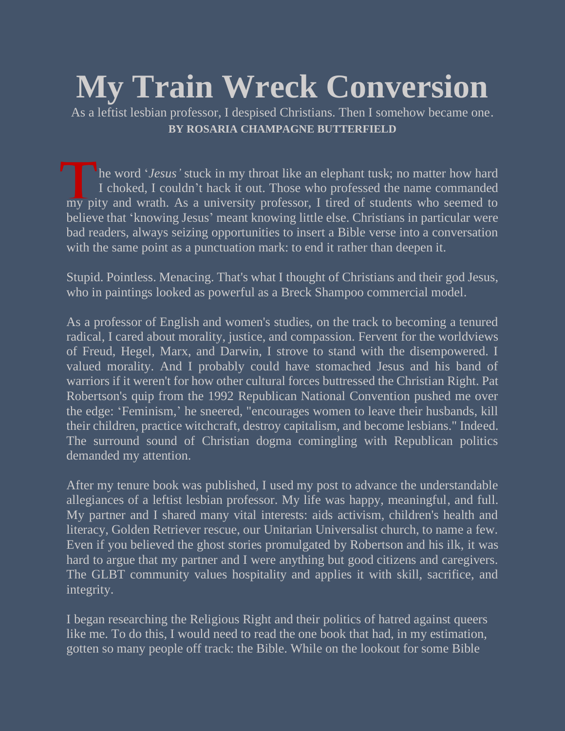# My Train Wreck Conversion

As a leftist lesbian professor, I despised Christians. Then I somehow became one.

**BY ROSARIA CHAMPAGNE BUTTERFIELD**

The word '*Jesus'* stuck in my throat like an elephant tusk; no matter how hard I choked, I couldn't hack it out. Those who professed the name commanded my pity and wrath. As a university professor, I tired of students who seemed to believe that 'knowing Jesus' meant knowing little else. Christians in particular were bad readers, always seizing opportunities to insert a Bible verse into a conversation with the same point as a punctuation mark: to end it rather than deepen it.

Stupid. Pointless. Menacing. That's what I thought of Christians and their god Jesus, who in paintings looked as powerful as a Breck Shampoo commercial model.

As a professor of English and women's studies, on the track to becoming a tenured radical, I cared about morality, justice, and compassion. Fervent for the worldviews of Freud, Hegel, Marx, and Darwin, I strove to stand with the disempowered. I valued morality. And I probably could have stomached Jesus and his band of warriors if it weren't for how other cultural forces buttressed the Christian Right. Pat Robertson's quip from the 1992 Republican National Convention pushed me over the edge: 'Feminism,' he sneered, "encourages women to leave their husbands, kill their children, practice witchcraft, destroy capitalism, and become lesbians." Indeed. The surround sound of Christian dogma comingling with Republican politics demanded my attention.

After my tenure book was published, I used my post to advance the understandable allegiances of a leftist lesbian professor. My life was happy, meaningful, and full. My partner and I shared many vital interests: aids activism, children's health and literacy, Golden Retriever rescue, our Unitarian Universalist church, to name a few. Even if you believed the ghost stories promulgated by Robertson and his ilk, it was hard to argue that my partner and I were anything but good citizens and caregivers. The GLBT community values hospitality and applies it with skill, sacrifice, and integrity.

I began researching the Religious Right and their politics of hatred against queers like me. To do this, I would need to read the one book that had, in my estimation, gotten so many people off track: the Bible. While on the lookout for some Bible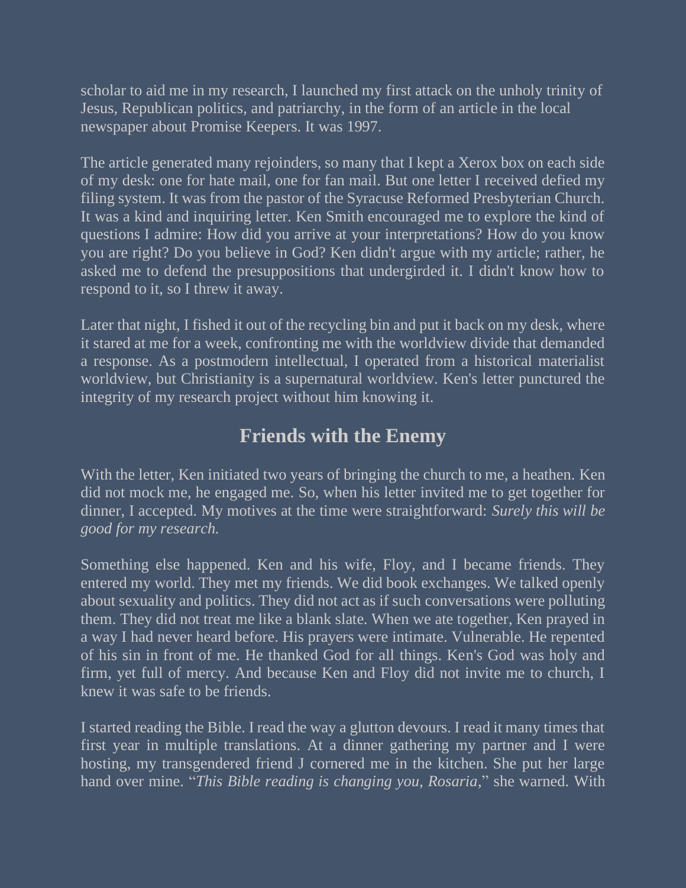scholar to aid me in my research, I launched my first attack on the unholy trinity of Jesus, Republican politics, and patriarchy, in the form of an article in the local newspaper about Promise Keepers. It was 1997.

The article generated many rejoinders, so many that I kept a Xerox box on each side of my desk: one for hate mail, one for fan mail. But one letter I received defied my filing system. It was from the pastor of the Syracuse Reformed Presbyterian Church. It was a kind and inquiring letter. Ken Smith encouraged me to explore the kind of questions I admire: How did you arrive at your interpretations? How do you know you are right? Do you believe in God? Ken didn't argue with my article; rather, he asked me to defend the presuppositions that undergirded it. I didn't know how to respond to it, so I threw it away.

Later that night, I fished it out of the recycling bin and put it back on my desk, where it stared at me for a week, confronting me with the worldview divide that demanded a response. As a postmodern intellectual, I operated from a historical materialist worldview, but Christianity is a supernatural worldview. Ken's letter punctured the integrity of my research project without him knowing it.

## Friends with the Enemy

With the letter, Ken initiated two years of bringing the church to me, a heathen. Ken did not mock me, he engaged me. So, when his letter invited me to get together for dinner, I accepted. My motives at the time were straightforward: *Surely this will be good for my research.*

Something else happened. Ken and his wife, Floy, and I became friends. They entered my world. They met my friends. We did book exchanges. We talked openly about sexuality and politics. They did not act as if such conversations were polluting them. They did not treat me like a blank slate. When we ate together, Ken prayed in a way I had never heard before. His prayers were intimate. Vulnerable. He repented of his sin in front of me. He thanked God for all things. Ken's God was holy and firm, yet full of mercy. And because Ken and Floy did not invite me to church, I knew it was safe to be friends.

I started reading the Bible. I read the way a glutton devours. I read it many times that first year in multiple translations. At a dinner gathering my partner and I were hosting, my transgendered friend J cornered me in the kitchen. She put her large hand over mine. "*This Bible reading is changing you, Rosaria*," she warned. With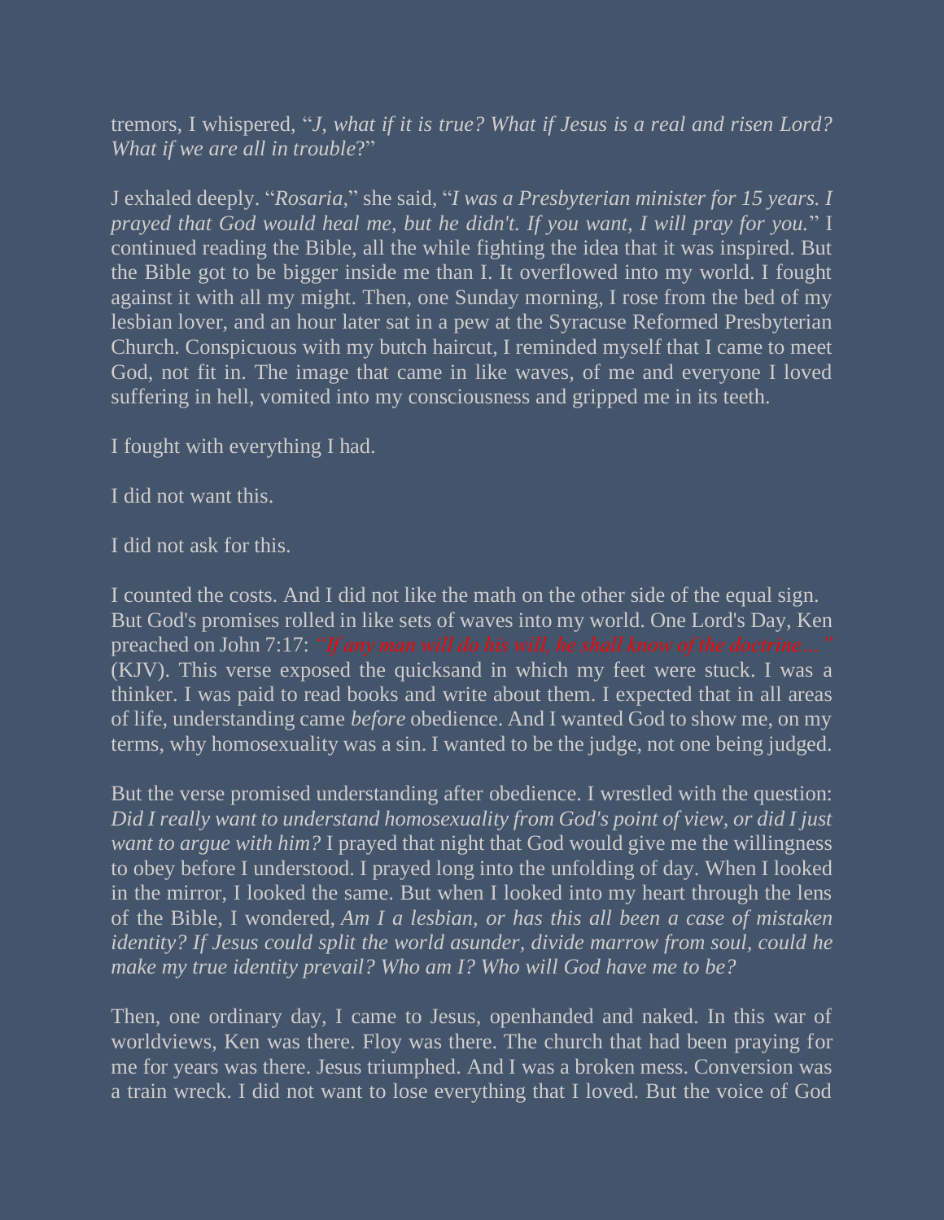tremors, I whispered, "*J, what if it is true? What if Jesus is a real and risen Lord? What if we are all in trouble*?"

J exhaled deeply. "*Rosaria*," she said, "*I was a Presbyterian minister for 15 years. I prayed that God would heal me, but he didn't. If you want, I will pray for you.*" I continued reading the Bible, all the while fighting the idea that it was inspired. But the Bible got to be bigger inside me than I. It overflowed into my world. I fought against it with all my might. Then, one Sunday morning, I rose from the bed of my lesbian lover, and an hour later sat in a pew at the Syracuse Reformed Presbyterian Church. Conspicuous with my butch haircut, I reminded myself that I came to meet God, not fit in. The image that came in like waves, of me and everyone I loved suffering in hell, vomited into my consciousness and gripped me in its teeth.

I fought with everything I had.

I did not want this.

I did not ask for this.

I counted the costs. And I did not like the math on the other side of the equal sign. But God's promises rolled in like sets of waves into my world. One Lord's Day, Ken preached on John 7:17: *"If any man will do his will, he shall know of the doctrine…"* (KJV). This verse exposed the quicksand in which my feet were stuck. I was a thinker. I was paid to read books and write about them. I expected that in all areas of life, understanding came *before* obedience. And I wanted God to show me, on my terms, why homosexuality was a sin. I wanted to be the judge, not one being judged.

But the verse promised understanding after obedience. I wrestled with the question: *Did I really want to understand homosexuality from God's point of view, or did I just want to argue with him?* I prayed that night that God would give me the willingness to obey before I understood. I prayed long into the unfolding of day. When I looked in the mirror, I looked the same. But when I looked into my heart through the lens of the Bible, I wondered, *Am I a lesbian, or has this all been a case of mistaken identity? If Jesus could split the world asunder, divide marrow from soul, could he make my true identity prevail? Who am I? Who will God have me to be?*

Then, one ordinary day, I came to Jesus, openhanded and naked. In this war of worldviews, Ken was there. Floy was there. The church that had been praying for me for years was there. Jesus triumphed. And I was a broken mess. Conversion was a train wreck. I did not want to lose everything that I loved. But the voice of God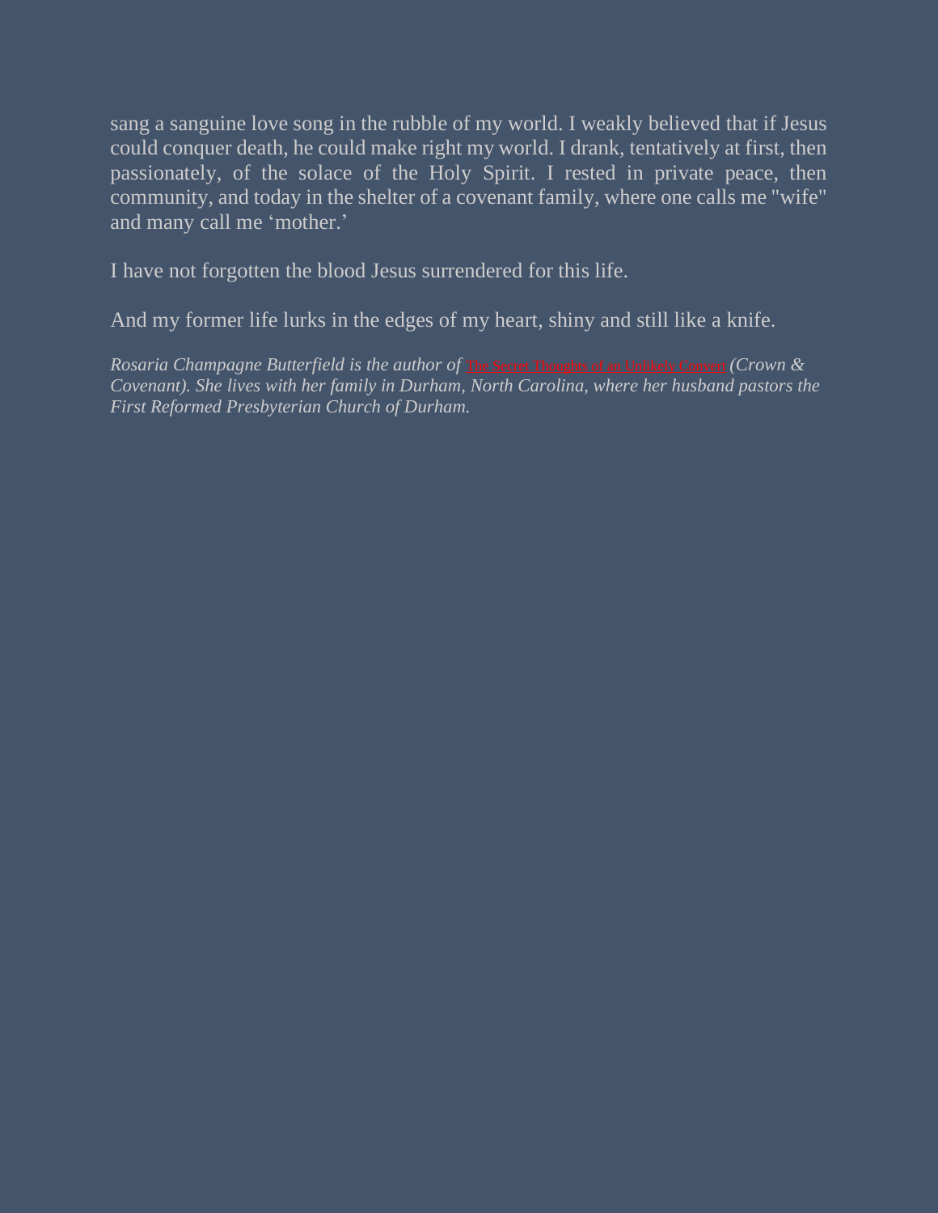sang a sanguine love song in the rubble of my world. I weakly believed that if Jesus could conquer death, he could make right my world. I drank, tentatively at first, then passionately, of the solace of the Holy Spirit. I rested in private peace, then community, and today in the shelter of a covenant family, where one calls me "wife" and many call me 'mother.'

I have not forgotten the blood Jesus surrendered for this life.

And my former life lurks in the edges of my heart, shiny and still like a knife.

*Rosaria Champagne Butterfield is the author of* The Secret Thoughts of an Unlikely Convert *(Crown & Covenant). She lives with her family in Durham, North Carolina, where her husband pastors the First Reformed Presbyterian Church of Durham.*